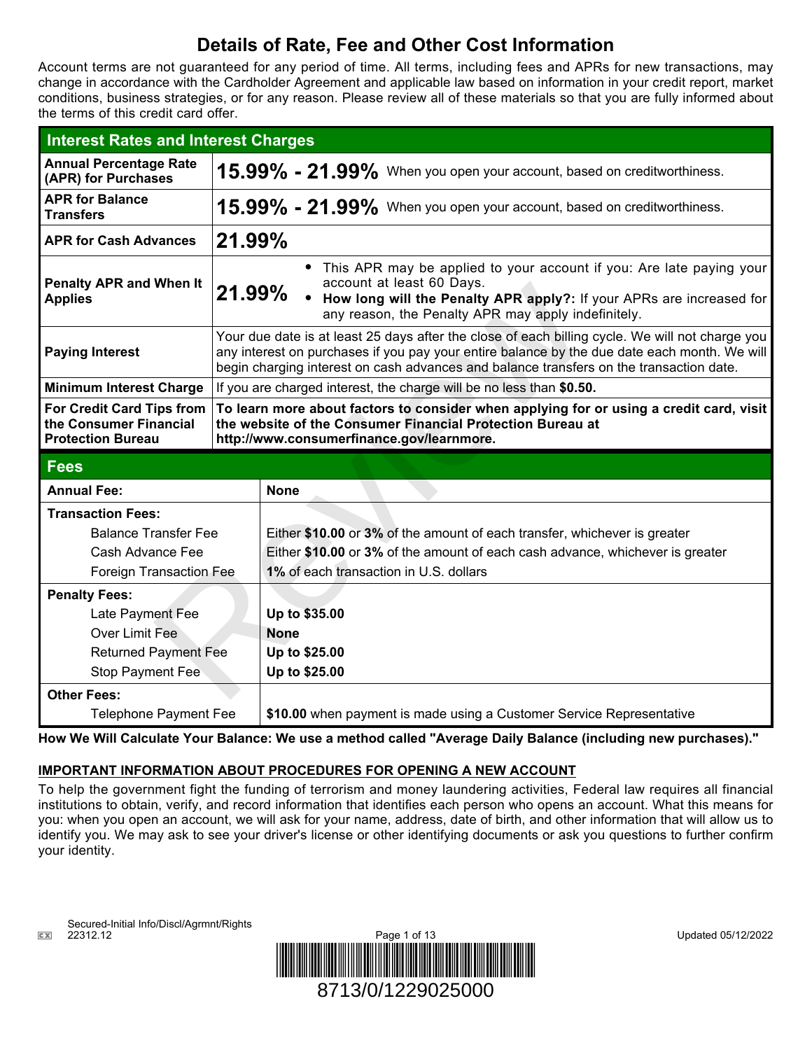# Details of Rate, Fee and Other Cost Information

Account terms are not guaranteed for any period of time. All terms, including fees and APRs for new transactions, may change in accordance with the Cardholder Agreement and applicable law based on information in your credit report, market conditions, business strategies, or for any reason. Please review all of these materials so that you are fully informed about the terms of this credit card offer.

| Interest Rates and Interest Charges | |
|---|---|
| **Annual Percentage Rate (APR) for Purchases** | **15.99% - 21.99%** When you open your account, based on creditworthiness. |
| **APR for Balance Transfers** | **15.99% - 21.99%** When you open your account, based on creditworthiness. |
| **APR for Cash Advances** | **21.99%** |
| **Penalty APR and When It Applies** | **21.99%** • This APR may be applied to your account if you: Are late paying your account at least 60 Days. • **How long will the Penalty APR apply?:** If your APRs are increased for any reason, the Penalty APR may apply indefinitely. |
| **Paying Interest** | Your due date is at least 25 days after the close of each billing cycle. We will not charge you any interest on purchases if you pay your entire balance by the due date each month. We will begin charging interest on cash advances and balance transfers on the transaction date. |
| **Minimum Interest Charge** | If you are charged interest, the charge will be no less than **$0.50.** |
| **For Credit Card Tips from the Consumer Financial Protection Bureau** | **To learn more about factors to consider when applying for or using a credit card, visit the website of the Consumer Financial Protection Bureau at http://www.consumerfinance.gov/learnmore.** |

| Fees | |
|---|---|
| **Annual Fee:** | **None** |
| **Transaction Fees:** | |
| Balance Transfer Fee | Either **$10.00** or **3%** of the amount of each transfer, whichever is greater |
| Cash Advance Fee | Either **$10.00** or **3%** of the amount of each cash advance, whichever is greater |
| Foreign Transaction Fee | **1%** of each transaction in U.S. dollars |
| **Penalty Fees:** | |
| Late Payment Fee | **Up to $35.00** |
| Over Limit Fee | **None** |
| Returned Payment Fee | **Up to $25.00** |
| Stop Payment Fee | **Up to $25.00** |
| **Other Fees:** | |
| Telephone Payment Fee | **$10.00** when payment is made using a Customer Service Representative |

**How We Will Calculate Your Balance: We use a method called "Average Daily Balance (including new purchases)."**

**IMPORTANT INFORMATION ABOUT PROCEDURES FOR OPENING A NEW ACCOUNT**

To help the government fight the funding of terrorism and money laundering activities, Federal law requires all financial institutions to obtain, verify, and record information that identifies each person who opens an account. What this means for you: when you open an account, we will ask for your name, address, date of birth, and other information that will allow us to identify you. We may ask to see your driver's license or other identifying documents or ask you questions to further confirm your identity.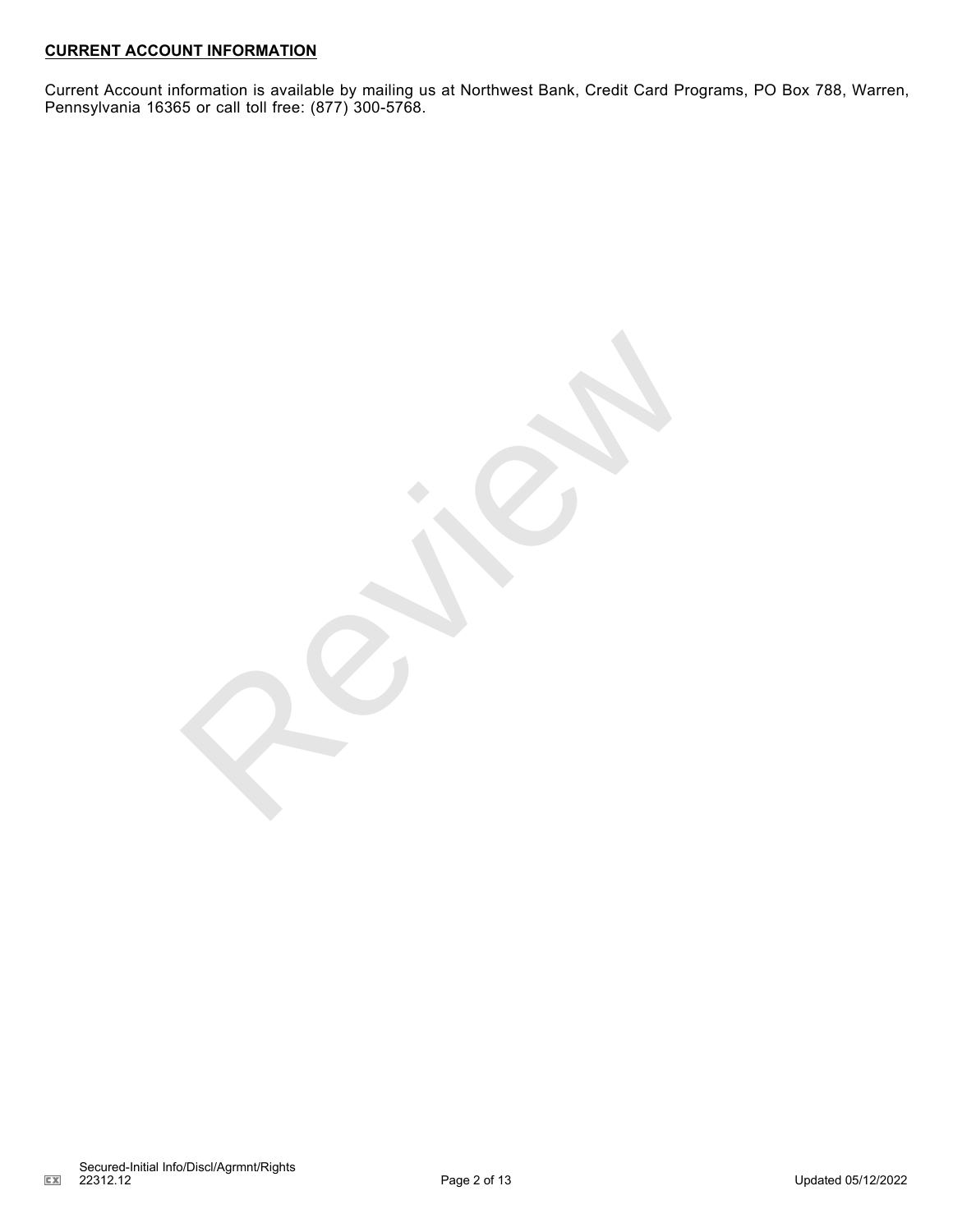**CURRENT ACCOUNT INFORMATION**

Current Account information is available by mailing us at Northwest Bank, Credit Card Programs, PO Box 788, Warren, Pennsylvania 16365 or call toll free: (877) 300-5768.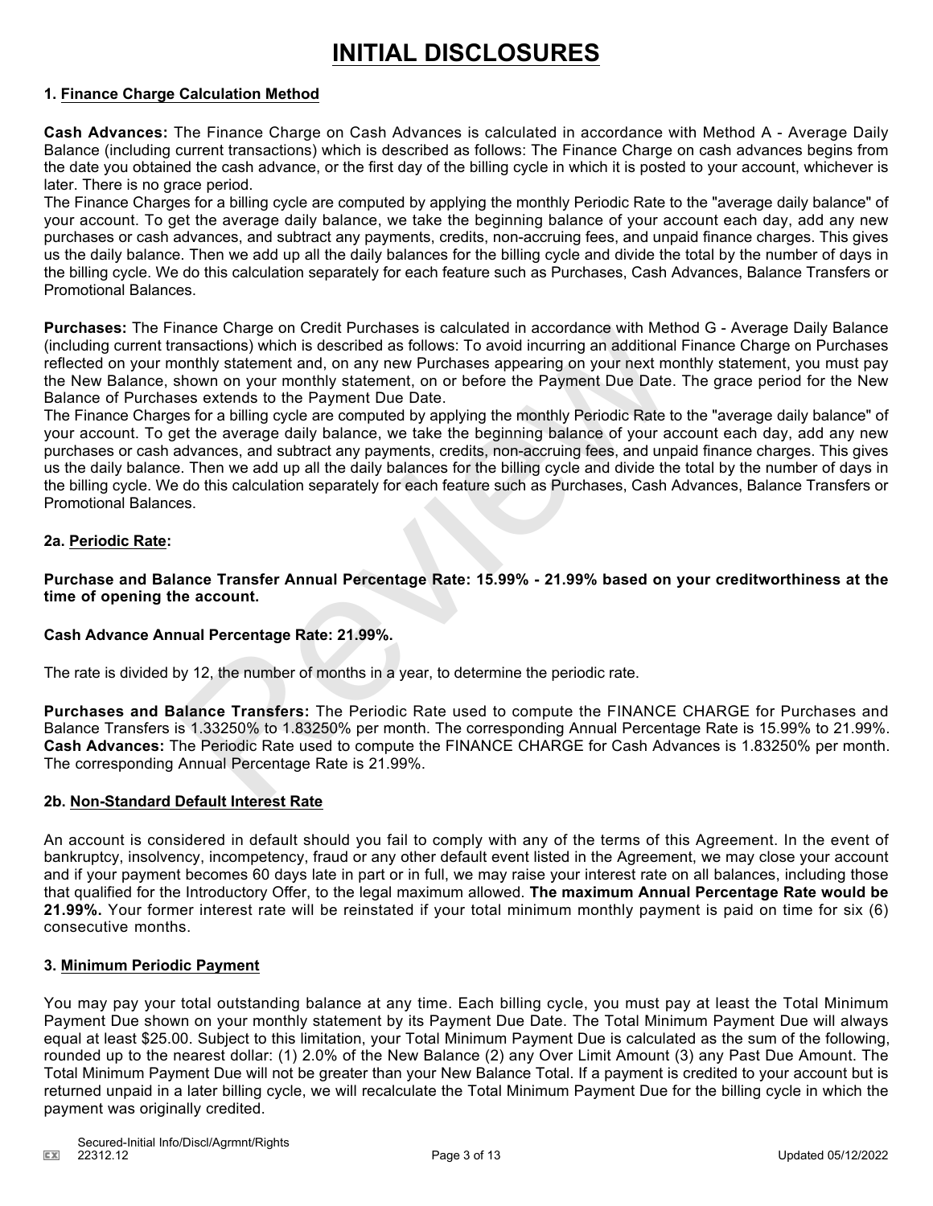# INITIAL DISCLOSURES

**1. Finance Charge Calculation Method**

**Cash Advances:** The Finance Charge on Cash Advances is calculated in accordance with Method A - Average Daily Balance (including current transactions) which is described as follows: The Finance Charge on cash advances begins from the date you obtained the cash advance, or the first day of the billing cycle in which it is posted to your account, whichever is later. There is no grace period.
The Finance Charges for a billing cycle are computed by applying the monthly Periodic Rate to the "average daily balance" of your account. To get the average daily balance, we take the beginning balance of your account each day, add any new purchases or cash advances, and subtract any payments, credits, non-accruing fees, and unpaid finance charges. This gives us the daily balance. Then we add up all the daily balances for the billing cycle and divide the total by the number of days in the billing cycle. We do this calculation separately for each feature such as Purchases, Cash Advances, Balance Transfers or Promotional Balances.

**Purchases:** The Finance Charge on Credit Purchases is calculated in accordance with Method G - Average Daily Balance (including current transactions) which is described as follows: To avoid incurring an additional Finance Charge on Purchases reflected on your monthly statement and, on any new Purchases appearing on your next monthly statement, you must pay the New Balance, shown on your monthly statement, on or before the Payment Due Date. The grace period for the New Balance of Purchases extends to the Payment Due Date.
The Finance Charges for a billing cycle are computed by applying the monthly Periodic Rate to the "average daily balance" of your account. To get the average daily balance, we take the beginning balance of your account each day, add any new purchases or cash advances, and subtract any payments, credits, non-accruing fees, and unpaid finance charges. This gives us the daily balance. Then we add up all the daily balances for the billing cycle and divide the total by the number of days in the billing cycle. We do this calculation separately for each feature such as Purchases, Cash Advances, Balance Transfers or Promotional Balances.

**2a. Periodic Rate:**

**Purchase and Balance Transfer Annual Percentage Rate: 15.99% - 21.99% based on your creditworthiness at the time of opening the account.**

**Cash Advance Annual Percentage Rate: 21.99%.**

The rate is divided by 12, the number of months in a year, to determine the periodic rate.

**Purchases and Balance Transfers:** The Periodic Rate used to compute the FINANCE CHARGE for Purchases and Balance Transfers is 1.33250% to 1.83250% per month. The corresponding Annual Percentage Rate is 15.99% to 21.99%.
**Cash Advances:** The Periodic Rate used to compute the FINANCE CHARGE for Cash Advances is 1.83250% per month. The corresponding Annual Percentage Rate is 21.99%.

**2b. Non-Standard Default Interest Rate**

An account is considered in default should you fail to comply with any of the terms of this Agreement. In the event of bankruptcy, insolvency, incompetency, fraud or any other default event listed in the Agreement, we may close your account and if your payment becomes 60 days late in part or in full, we may raise your interest rate on all balances, including those that qualified for the Introductory Offer, to the legal maximum allowed. **The maximum Annual Percentage Rate would be 21.99%.** Your former interest rate will be reinstated if your total minimum monthly payment is paid on time for six (6) consecutive months.

**3. Minimum Periodic Payment**

You may pay your total outstanding balance at any time. Each billing cycle, you must pay at least the Total Minimum Payment Due shown on your monthly statement by its Payment Due Date. The Total Minimum Payment Due will always equal at least $25.00. Subject to this limitation, your Total Minimum Payment Due is calculated as the sum of the following, rounded up to the nearest dollar: (1) 2.0% of the New Balance (2) any Over Limit Amount (3) any Past Due Amount. The Total Minimum Payment Due will not be greater than your New Balance Total. If a payment is credited to your account but is returned unpaid in a later billing cycle, we will recalculate the Total Minimum Payment Due for the billing cycle in which the payment was originally credited.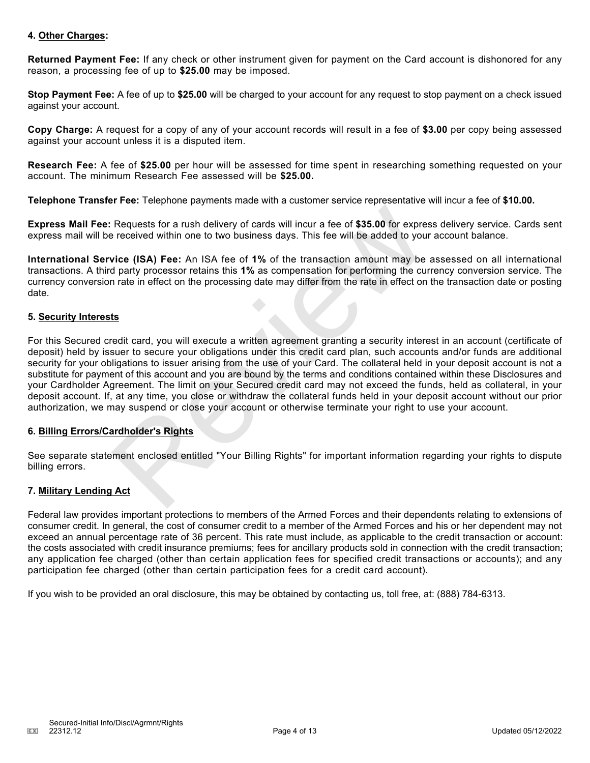**4. Other Charges:**

**Returned Payment Fee:** If any check or other instrument given for payment on the Card account is dishonored for any reason, a processing fee of up to **$25.00** may be imposed.

**Stop Payment Fee:** A fee of up to **$25.00** will be charged to your account for any request to stop payment on a check issued against your account.

**Copy Charge:** A request for a copy of any of your account records will result in a fee of **$3.00** per copy being assessed against your account unless it is a disputed item.

**Research Fee:** A fee of **$25.00** per hour will be assessed for time spent in researching something requested on your account. The minimum Research Fee assessed will be **$25.00.**

**Telephone Transfer Fee:** Telephone payments made with a customer service representative will incur a fee of **$10.00.**

**Express Mail Fee:** Requests for a rush delivery of cards will incur a fee of **$35.00** for express delivery service. Cards sent express mail will be received within one to two business days. This fee will be added to your account balance.

**International Service (ISA) Fee:** An ISA fee of **1%** of the transaction amount may be assessed on all international transactions. A third party processor retains this **1%** as compensation for performing the currency conversion service. The currency conversion rate in effect on the processing date may differ from the rate in effect on the transaction date or posting date.

**5. Security Interests**

For this Secured credit card, you will execute a written agreement granting a security interest in an account (certificate of deposit) held by issuer to secure your obligations under this credit card plan, such accounts and/or funds are additional security for your obligations to issuer arising from the use of your Card. The collateral held in your deposit account is not a substitute for payment of this account and you are bound by the terms and conditions contained within these Disclosures and your Cardholder Agreement. The limit on your Secured credit card may not exceed the funds, held as collateral, in your deposit account. If, at any time, you close or withdraw the collateral funds held in your deposit account without our prior authorization, we may suspend or close your account or otherwise terminate your right to use your account.

**6. Billing Errors/Cardholder's Rights**

See separate statement enclosed entitled "Your Billing Rights" for important information regarding your rights to dispute billing errors.

**7. Military Lending Act**

Federal law provides important protections to members of the Armed Forces and their dependents relating to extensions of consumer credit. In general, the cost of consumer credit to a member of the Armed Forces and his or her dependent may not exceed an annual percentage rate of 36 percent. This rate must include, as applicable to the credit transaction or account: the costs associated with credit insurance premiums; fees for ancillary products sold in connection with the credit transaction; any application fee charged (other than certain application fees for specified credit transactions or accounts); and any participation fee charged (other than certain participation fees for a credit card account).

If you wish to be provided an oral disclosure, this may be obtained by contacting us, toll free, at: (888) 784-6313.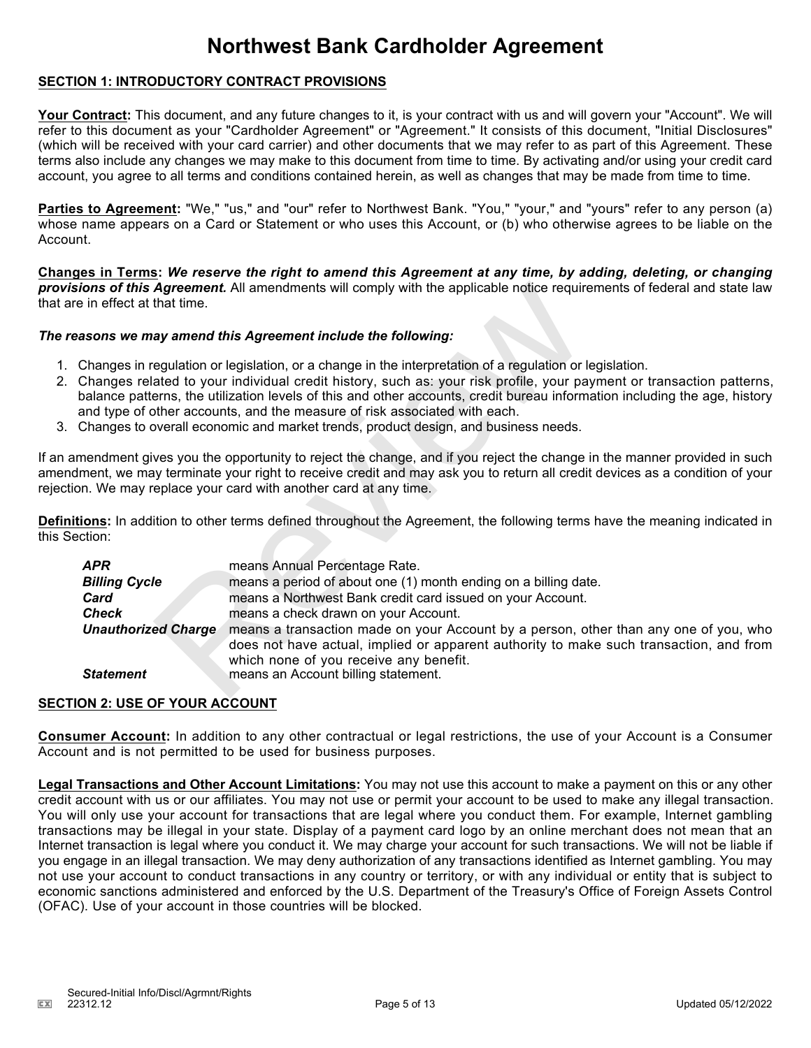# Northwest Bank Cardholder Agreement

**SECTION 1: INTRODUCTORY CONTRACT PROVISIONS**

**Your Contract:** This document, and any future changes to it, is your contract with us and will govern your "Account". We will refer to this document as your "Cardholder Agreement" or "Agreement." It consists of this document, "Initial Disclosures" (which will be received with your card carrier) and other documents that we may refer to as part of this Agreement. These terms also include any changes we may make to this document from time to time. By activating and/or using your credit card account, you agree to all terms and conditions contained herein, as well as changes that may be made from time to time.

**Parties to Agreement:** "We," "us," and "our" refer to Northwest Bank. "You," "your," and "yours" refer to any person (a) whose name appears on a Card or Statement or who uses this Account, or (b) who otherwise agrees to be liable on the Account.

**Changes in Terms:** ***We reserve the right to amend this Agreement at any time, by adding, deleting, or changing provisions of this Agreement.*** All amendments will comply with the applicable notice requirements of federal and state law that are in effect at that time.

***The reasons we may amend this Agreement include the following:***

1. Changes in regulation or legislation, or a change in the interpretation of a regulation or legislation.
2. Changes related to your individual credit history, such as: your risk profile, your payment or transaction patterns, balance patterns, the utilization levels of this and other accounts, credit bureau information including the age, history and type of other accounts, and the measure of risk associated with each.
3. Changes to overall economic and market trends, product design, and business needs.

If an amendment gives you the opportunity to reject the change, and if you reject the change in the manner provided in such amendment, we may terminate your right to receive credit and may ask you to return all credit devices as a condition of your rejection. We may replace your card with another card at any time.

**Definitions:** In addition to other terms defined throughout the Agreement, the following terms have the meaning indicated in this Section:

| | |
|---|---|
| ***APR*** | means Annual Percentage Rate. |
| ***Billing Cycle*** | means a period of about one (1) month ending on a billing date. |
| ***Card*** | means a Northwest Bank credit card issued on your Account. |
| ***Check*** | means a check drawn on your Account. |
| ***Unauthorized Charge*** | means a transaction made on your Account by a person, other than any one of you, who does not have actual, implied or apparent authority to make such transaction, and from which none of you receive any benefit. |
| ***Statement*** | means an Account billing statement. |

**SECTION 2: USE OF YOUR ACCOUNT**

**Consumer Account:** In addition to any other contractual or legal restrictions, the use of your Account is a Consumer Account and is not permitted to be used for business purposes.

**Legal Transactions and Other Account Limitations:** You may not use this account to make a payment on this or any other credit account with us or our affiliates. You may not use or permit your account to be used to make any illegal transaction. You will only use your account for transactions that are legal where you conduct them. For example, Internet gambling transactions may be illegal in your state. Display of a payment card logo by an online merchant does not mean that an Internet transaction is legal where you conduct it. We may charge your account for such transactions. We will not be liable if you engage in an illegal transaction. We may deny authorization of any transactions identified as Internet gambling. You may not use your account to conduct transactions in any country or territory, or with any individual or entity that is subject to economic sanctions administered and enforced by the U.S. Department of the Treasury's Office of Foreign Assets Control (OFAC). Use of your account in those countries will be blocked.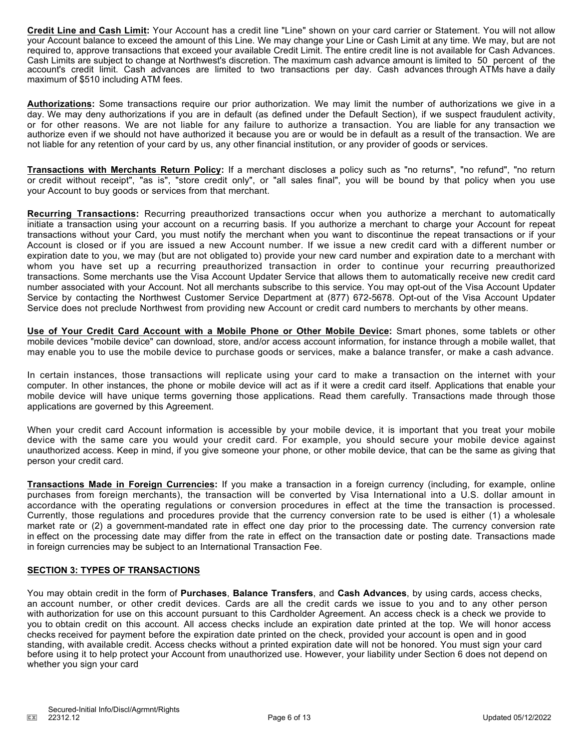**Credit Line and Cash Limit:** Your Account has a credit line "Line" shown on your card carrier or Statement. You will not allow your Account balance to exceed the amount of this Line. We may change your Line or Cash Limit at any time. We may, but are not required to, approve transactions that exceed your available Credit Limit. The entire credit line is not available for Cash Advances. Cash Limits are subject to change at Northwest's discretion. The maximum cash advance amount is limited to 50 percent of the account's credit limit. Cash advances are limited to two transactions per day. Cash advances through ATMs have a daily maximum of $510 including ATM fees.

**Authorizations:** Some transactions require our prior authorization. We may limit the number of authorizations we give in a day. We may deny authorizations if you are in default (as defined under the Default Section), if we suspect fraudulent activity, or for other reasons. We are not liable for any failure to authorize a transaction. You are liable for any transaction we authorize even if we should not have authorized it because you are or would be in default as a result of the transaction. We are not liable for any retention of your card by us, any other financial institution, or any provider of goods or services.

**Transactions with Merchants Return Policy:** If a merchant discloses a policy such as "no returns", "no refund", "no return or credit without receipt", "as is", "store credit only", or "all sales final", you will be bound by that policy when you use your Account to buy goods or services from that merchant.

**Recurring Transactions:** Recurring preauthorized transactions occur when you authorize a merchant to automatically initiate a transaction using your account on a recurring basis. If you authorize a merchant to charge your Account for repeat transactions without your Card, you must notify the merchant when you want to discontinue the repeat transactions or if your Account is closed or if you are issued a new Account number. If we issue a new credit card with a different number or expiration date to you, we may (but are not obligated to) provide your new card number and expiration date to a merchant with whom you have set up a recurring preauthorized transaction in order to continue your recurring preauthorized transactions. Some merchants use the Visa Account Updater Service that allows them to automatically receive new credit card number associated with your Account. Not all merchants subscribe to this service. You may opt-out of the Visa Account Updater Service by contacting the Northwest Customer Service Department at (877) 672-5678. Opt-out of the Visa Account Updater Service does not preclude Northwest from providing new Account or credit card numbers to merchants by other means.

**Use of Your Credit Card Account with a Mobile Phone or Other Mobile Device:** Smart phones, some tablets or other mobile devices "mobile device" can download, store, and/or access account information, for instance through a mobile wallet, that may enable you to use the mobile device to purchase goods or services, make a balance transfer, or make a cash advance.

In certain instances, those transactions will replicate using your card to make a transaction on the internet with your computer. In other instances, the phone or mobile device will act as if it were a credit card itself. Applications that enable your mobile device will have unique terms governing those applications. Read them carefully. Transactions made through those applications are governed by this Agreement.

When your credit card Account information is accessible by your mobile device, it is important that you treat your mobile device with the same care you would your credit card. For example, you should secure your mobile device against unauthorized access. Keep in mind, if you give someone your phone, or other mobile device, that can be the same as giving that person your credit card.

**Transactions Made in Foreign Currencies:** If you make a transaction in a foreign currency (including, for example, online purchases from foreign merchants), the transaction will be converted by Visa International into a U.S. dollar amount in accordance with the operating regulations or conversion procedures in effect at the time the transaction is processed. Currently, those regulations and procedures provide that the currency conversion rate to be used is either (1) a wholesale market rate or (2) a government-mandated rate in effect one day prior to the processing date. The currency conversion rate in effect on the processing date may differ from the rate in effect on the transaction date or posting date. Transactions made in foreign currencies may be subject to an International Transaction Fee.

## SECTION 3: TYPES OF TRANSACTIONS

You may obtain credit in the form of **Purchases**, **Balance Transfers**, and **Cash Advances**, by using cards, access checks, an account number, or other credit devices. Cards are all the credit cards we issue to you and to any other person with authorization for use on this account pursuant to this Cardholder Agreement. An access check is a check we provide to you to obtain credit on this account. All access checks include an expiration date printed at the top. We will honor access checks received for payment before the expiration date printed on the check, provided your account is open and in good standing, with available credit. Access checks without a printed expiration date will not be honored. You must sign your card before using it to help protect your Account from unauthorized use. However, your liability under Section 6 does not depend on whether you sign your card

Secured-Initial Info/Discl/Agrmnt/Rights
22312.12

Updated 05/12/2022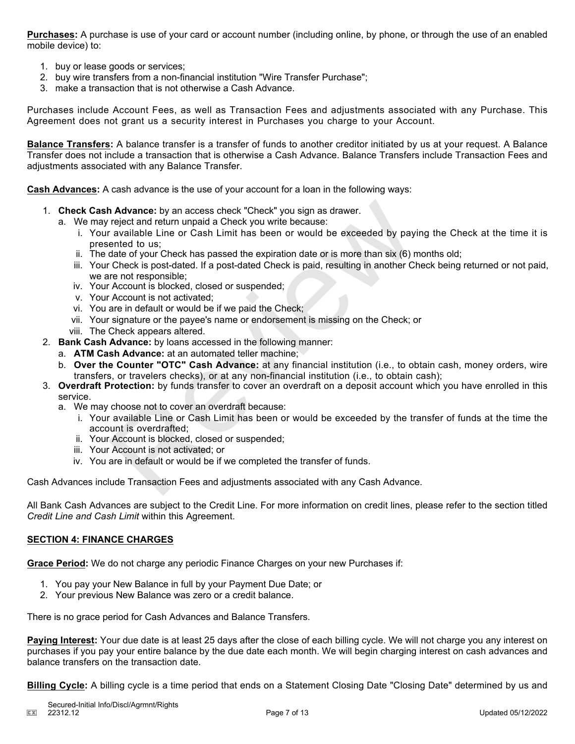**Purchases:** A purchase is use of your card or account number (including online, by phone, or through the use of an enabled mobile device) to:

1. buy or lease goods or services;
2. buy wire transfers from a non-financial institution "Wire Transfer Purchase";
3. make a transaction that is not otherwise a Cash Advance.

Purchases include Account Fees, as well as Transaction Fees and adjustments associated with any Purchase. This Agreement does not grant us a security interest in Purchases you charge to your Account.

**Balance Transfers:** A balance transfer is a transfer of funds to another creditor initiated by us at your request. A Balance Transfer does not include a transaction that is otherwise a Cash Advance. Balance Transfers include Transaction Fees and adjustments associated with any Balance Transfer.

**Cash Advances:** A cash advance is the use of your account for a loan in the following ways:

1. **Check Cash Advance:** by an access check "Check" you sign as drawer.
   a. We may reject and return unpaid a Check you write because:
      i. Your available Line or Cash Limit has been or would be exceeded by paying the Check at the time it is presented to us;
      ii. The date of your Check has passed the expiration date or is more than six (6) months old;
      iii. Your Check is post-dated. If a post-dated Check is paid, resulting in another Check being returned or not paid, we are not responsible;
      iv. Your Account is blocked, closed or suspended;
      v. Your Account is not activated;
      vi. You are in default or would be if we paid the Check;
      vii. Your signature or the payee's name or endorsement is missing on the Check; or
      viii. The Check appears altered.
2. **Bank Cash Advance:** by loans accessed in the following manner:
   a. **ATM Cash Advance:** at an automated teller machine;
   b. **Over the Counter "OTC" Cash Advance:** at any financial institution (i.e., to obtain cash, money orders, wire transfers, or travelers checks), or at any non-financial institution (i.e., to obtain cash);
3. **Overdraft Protection:** by funds transfer to cover an overdraft on a deposit account which you have enrolled in this service.
   a. We may choose not to cover an overdraft because:
      i. Your available Line or Cash Limit has been or would be exceeded by the transfer of funds at the time the account is overdrafted;
      ii. Your Account is blocked, closed or suspended;
      iii. Your Account is not activated; or
      iv. You are in default or would be if we completed the transfer of funds.

Cash Advances include Transaction Fees and adjustments associated with any Cash Advance.

All Bank Cash Advances are subject to the Credit Line. For more information on credit lines, please refer to the section titled *Credit Line and Cash Limit* within this Agreement.

## SECTION 4: FINANCE CHARGES

**Grace Period:** We do not charge any periodic Finance Charges on your new Purchases if:

1. You pay your New Balance in full by your Payment Due Date; or
2. Your previous New Balance was zero or a credit balance.

There is no grace period for Cash Advances and Balance Transfers.

**Paying Interest:** Your due date is at least 25 days after the close of each billing cycle. We will not charge you any interest on purchases if you pay your entire balance by the due date each month. We will begin charging interest on cash advances and balance transfers on the transaction date.

**Billing Cycle:** A billing cycle is a time period that ends on a Statement Closing Date "Closing Date" determined by us and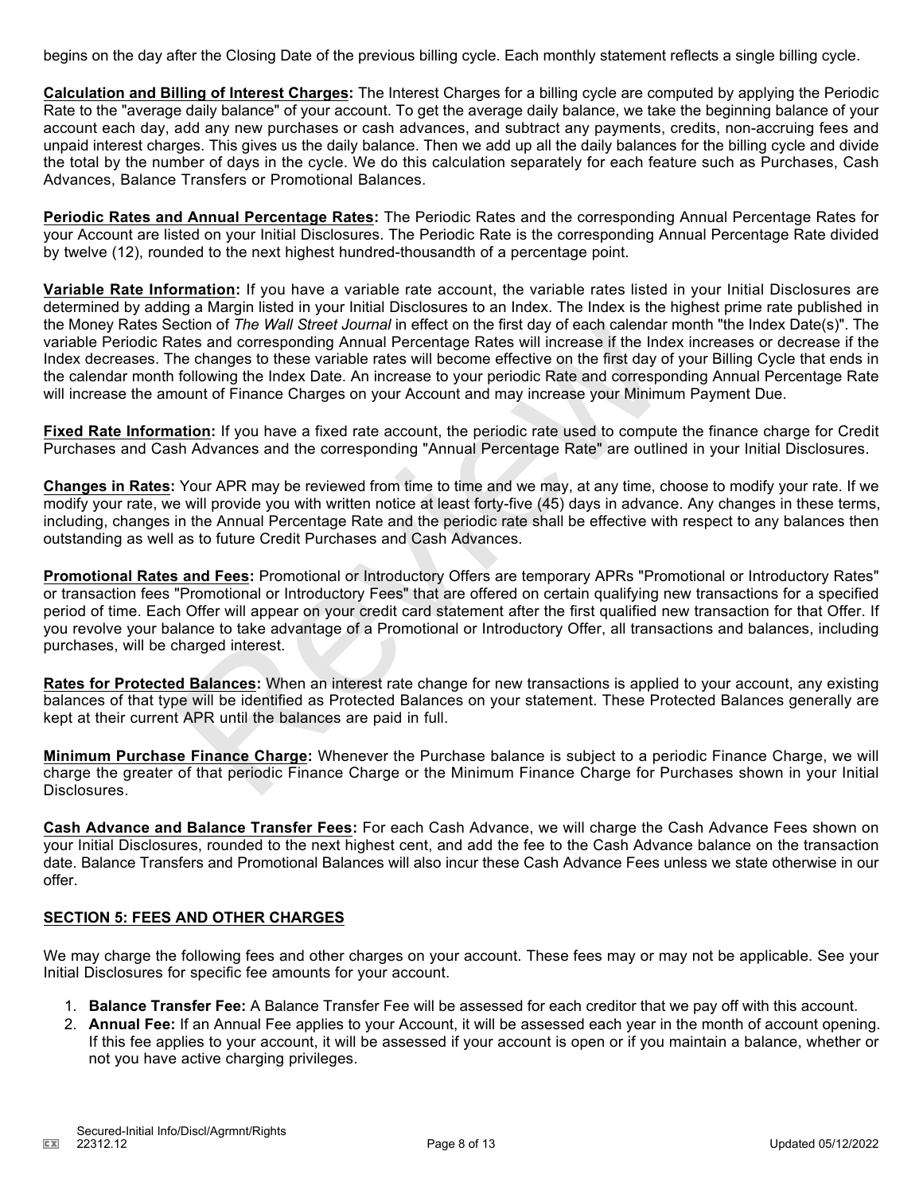begins on the day after the Closing Date of the previous billing cycle. Each monthly statement reflects a single billing cycle.

**Calculation and Billing of Interest Charges:** The Interest Charges for a billing cycle are computed by applying the Periodic Rate to the "average daily balance" of your account. To get the average daily balance, we take the beginning balance of your account each day, add any new purchases or cash advances, and subtract any payments, credits, non-accruing fees and unpaid interest charges. This gives us the daily balance. Then we add up all the daily balances for the billing cycle and divide the total by the number of days in the cycle. We do this calculation separately for each feature such as Purchases, Cash Advances, Balance Transfers or Promotional Balances.

**Periodic Rates and Annual Percentage Rates:** The Periodic Rates and the corresponding Annual Percentage Rates for your Account are listed on your Initial Disclosures. The Periodic Rate is the corresponding Annual Percentage Rate divided by twelve (12), rounded to the next highest hundred-thousandth of a percentage point.

**Variable Rate Information:** If you have a variable rate account, the variable rates listed in your Initial Disclosures are determined by adding a Margin listed in your Initial Disclosures to an Index. The Index is the highest prime rate published in the Money Rates Section of *The Wall Street Journal* in effect on the first day of each calendar month "the Index Date(s)". The variable Periodic Rates and corresponding Annual Percentage Rates will increase if the Index increases or decrease if the Index decreases. The changes to these variable rates will become effective on the first day of your Billing Cycle that ends in the calendar month following the Index Date. An increase to your periodic Rate and corresponding Annual Percentage Rate will increase the amount of Finance Charges on your Account and may increase your Minimum Payment Due.

**Fixed Rate Information:** If you have a fixed rate account, the periodic rate used to compute the finance charge for Credit Purchases and Cash Advances and the corresponding "Annual Percentage Rate" are outlined in your Initial Disclosures.

**Changes in Rates:** Your APR may be reviewed from time to time and we may, at any time, choose to modify your rate. If we modify your rate, we will provide you with written notice at least forty-five (45) days in advance. Any changes in these terms, including, changes in the Annual Percentage Rate and the periodic rate shall be effective with respect to any balances then outstanding as well as to future Credit Purchases and Cash Advances.

**Promotional Rates and Fees:** Promotional or Introductory Offers are temporary APRs "Promotional or Introductory Rates" or transaction fees "Promotional or Introductory Fees" that are offered on certain qualifying new transactions for a specified period of time. Each Offer will appear on your credit card statement after the first qualified new transaction for that Offer. If you revolve your balance to take advantage of a Promotional or Introductory Offer, all transactions and balances, including purchases, will be charged interest.

**Rates for Protected Balances:** When an interest rate change for new transactions is applied to your account, any existing balances of that type will be identified as Protected Balances on your statement. These Protected Balances generally are kept at their current APR until the balances are paid in full.

**Minimum Purchase Finance Charge:** Whenever the Purchase balance is subject to a periodic Finance Charge, we will charge the greater of that periodic Finance Charge or the Minimum Finance Charge for Purchases shown in your Initial Disclosures.

**Cash Advance and Balance Transfer Fees:** For each Cash Advance, we will charge the Cash Advance Fees shown on your Initial Disclosures, rounded to the next highest cent, and add the fee to the Cash Advance balance on the transaction date. Balance Transfers and Promotional Balances will also incur these Cash Advance Fees unless we state otherwise in our offer.

## SECTION 5: FEES AND OTHER CHARGES

We may charge the following fees and other charges on your account. These fees may or may not be applicable. See your Initial Disclosures for specific fee amounts for your account.

1. **Balance Transfer Fee:** A Balance Transfer Fee will be assessed for each creditor that we pay off with this account.
2. **Annual Fee:** If an Annual Fee applies to your Account, it will be assessed each year in the month of account opening. If this fee applies to your account, it will be assessed if your account is open or if you maintain a balance, whether or not you have active charging privileges.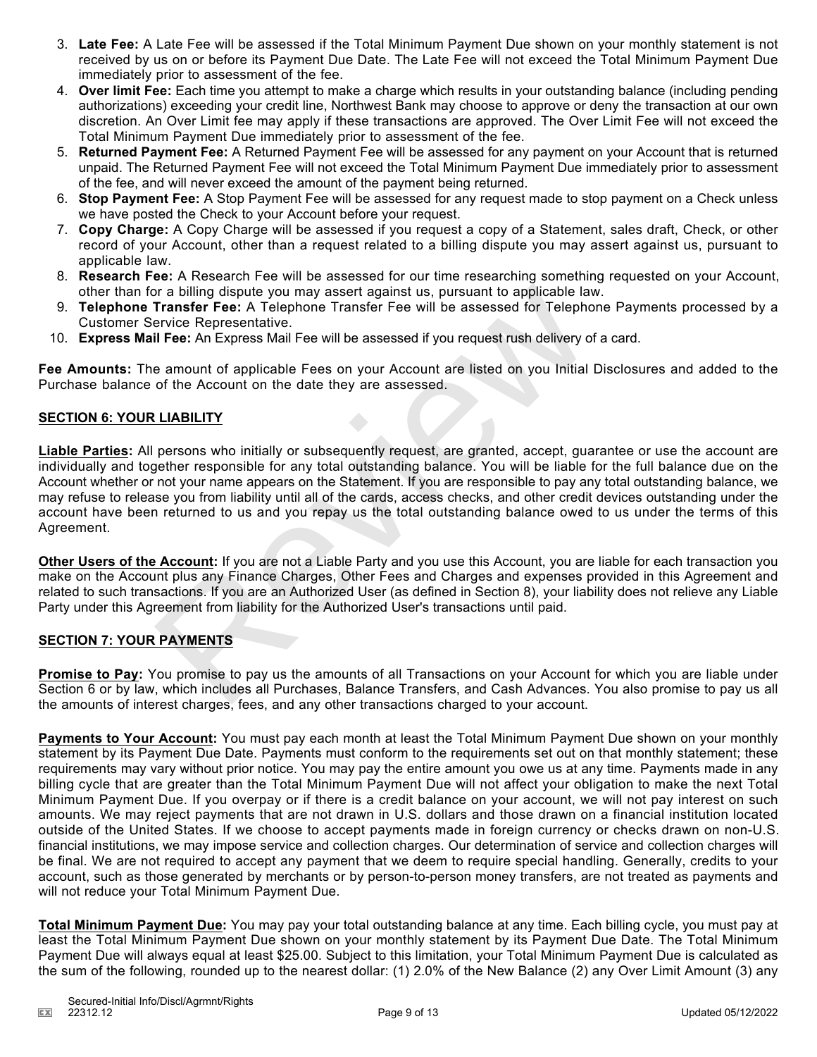3. **Late Fee:** A Late Fee will be assessed if the Total Minimum Payment Due shown on your monthly statement is not received by us on or before its Payment Due Date. The Late Fee will not exceed the Total Minimum Payment Due immediately prior to assessment of the fee.
4. **Over limit Fee:** Each time you attempt to make a charge which results in your outstanding balance (including pending authorizations) exceeding your credit line, Northwest Bank may choose to approve or deny the transaction at our own discretion. An Over Limit fee may apply if these transactions are approved. The Over Limit Fee will not exceed the Total Minimum Payment Due immediately prior to assessment of the fee.
5. **Returned Payment Fee:** A Returned Payment Fee will be assessed for any payment on your Account that is returned unpaid. The Returned Payment Fee will not exceed the Total Minimum Payment Due immediately prior to assessment of the fee, and will never exceed the amount of the payment being returned.
6. **Stop Payment Fee:** A Stop Payment Fee will be assessed for any request made to stop payment on a Check unless we have posted the Check to your Account before your request.
7. **Copy Charge:** A Copy Charge will be assessed if you request a copy of a Statement, sales draft, Check, or other record of your Account, other than a request related to a billing dispute you may assert against us, pursuant to applicable law.
8. **Research Fee:** A Research Fee will be assessed for our time researching something requested on your Account, other than for a billing dispute you may assert against us, pursuant to applicable law.
9. **Telephone Transfer Fee:** A Telephone Transfer Fee will be assessed for Telephone Payments processed by a Customer Service Representative.
10. **Express Mail Fee:** An Express Mail Fee will be assessed if you request rush delivery of a card.

**Fee Amounts:** The amount of applicable Fees on your Account are listed on you Initial Disclosures and added to the Purchase balance of the Account on the date they are assessed.

## SECTION 6: YOUR LIABILITY

**Liable Parties:** All persons who initially or subsequently request, are granted, accept, guarantee or use the account are individually and together responsible for any total outstanding balance. You will be liable for the full balance due on the Account whether or not your name appears on the Statement. If you are responsible to pay any total outstanding balance, we may refuse to release you from liability until all of the cards, access checks, and other credit devices outstanding under the account have been returned to us and you repay us the total outstanding balance owed to us under the terms of this Agreement.

**Other Users of the Account:** If you are not a Liable Party and you use this Account, you are liable for each transaction you make on the Account plus any Finance Charges, Other Fees and Charges and expenses provided in this Agreement and related to such transactions. If you are an Authorized User (as defined in Section 8), your liability does not relieve any Liable Party under this Agreement from liability for the Authorized User's transactions until paid.

## SECTION 7: YOUR PAYMENTS

**Promise to Pay:** You promise to pay us the amounts of all Transactions on your Account for which you are liable under Section 6 or by law, which includes all Purchases, Balance Transfers, and Cash Advances. You also promise to pay us all the amounts of interest charges, fees, and any other transactions charged to your account.

**Payments to Your Account:** You must pay each month at least the Total Minimum Payment Due shown on your monthly statement by its Payment Due Date. Payments must conform to the requirements set out on that monthly statement; these requirements may vary without prior notice. You may pay the entire amount you owe us at any time. Payments made in any billing cycle that are greater than the Total Minimum Payment Due will not affect your obligation to make the next Total Minimum Payment Due. If you overpay or if there is a credit balance on your account, we will not pay interest on such amounts. We may reject payments that are not drawn in U.S. dollars and those drawn on a financial institution located outside of the United States. If we choose to accept payments made in foreign currency or checks drawn on non-U.S. financial institutions, we may impose service and collection charges. Our determination of service and collection charges will be final. We are not required to accept any payment that we deem to require special handling. Generally, credits to your account, such as those generated by merchants or by person-to-person money transfers, are not treated as payments and will not reduce your Total Minimum Payment Due.

**Total Minimum Payment Due:** You may pay your total outstanding balance at any time. Each billing cycle, you must pay at least the Total Minimum Payment Due shown on your monthly statement by its Payment Due Date. The Total Minimum Payment Due will always equal at least $25.00. Subject to this limitation, your Total Minimum Payment Due is calculated as the sum of the following, rounded up to the nearest dollar: (1) 2.0% of the New Balance (2) any Over Limit Amount (3) any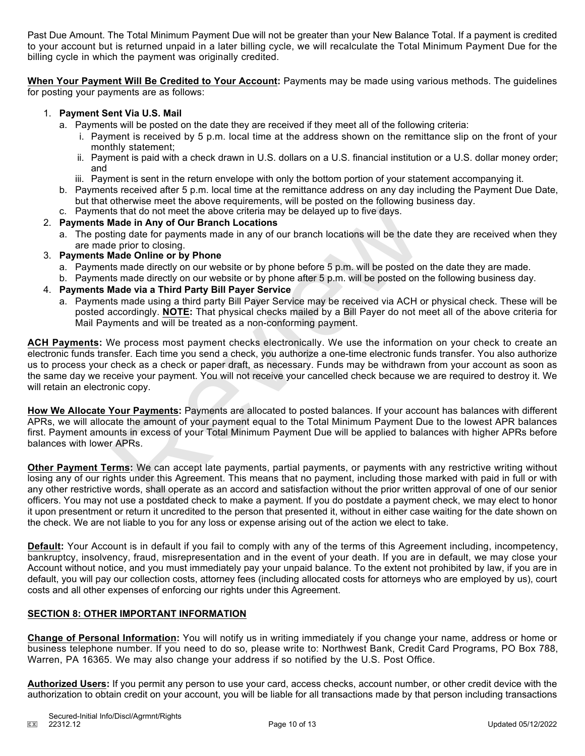Past Due Amount. The Total Minimum Payment Due will not be greater than your New Balance Total. If a payment is credited to your account but is returned unpaid in a later billing cycle, we will recalculate the Total Minimum Payment Due for the billing cycle in which the payment was originally credited.

**When Your Payment Will Be Credited to Your Account:** Payments may be made using various methods. The guidelines for posting your payments are as follows:

1. **Payment Sent Via U.S. Mail**
   a. Payments will be posted on the date they are received if they meet all of the following criteria:
      i. Payment is received by 5 p.m. local time at the address shown on the remittance slip on the front of your monthly statement;
      ii. Payment is paid with a check drawn in U.S. dollars on a U.S. financial institution or a U.S. dollar money order; and
      iii. Payment is sent in the return envelope with only the bottom portion of your statement accompanying it.
   b. Payments received after 5 p.m. local time at the remittance address on any day including the Payment Due Date, but that otherwise meet the above requirements, will be posted on the following business day.
   c. Payments that do not meet the above criteria may be delayed up to five days.
2. **Payments Made in Any of Our Branch Locations**
   a. The posting date for payments made in any of our branch locations will be the date they are received when they are made prior to closing.
3. **Payments Made Online or by Phone**
   a. Payments made directly on our website or by phone before 5 p.m. will be posted on the date they are made.
   b. Payments made directly on our website or by phone after 5 p.m. will be posted on the following business day.
4. **Payments Made via a Third Party Bill Payer Service**
   a. Payments made using a third party Bill Payer Service may be received via ACH or physical check. These will be posted accordingly. **NOTE:** That physical checks mailed by a Bill Payer do not meet all of the above criteria for Mail Payments and will be treated as a non-conforming payment.

**ACH Payments:** We process most payment checks electronically. We use the information on your check to create an electronic funds transfer. Each time you send a check, you authorize a one-time electronic funds transfer. You also authorize us to process your check as a check or paper draft, as necessary. Funds may be withdrawn from your account as soon as the same day we receive your payment. You will not receive your cancelled check because we are required to destroy it. We will retain an electronic copy.

**How We Allocate Your Payments:** Payments are allocated to posted balances. If your account has balances with different APRs, we will allocate the amount of your payment equal to the Total Minimum Payment Due to the lowest APR balances first. Payment amounts in excess of your Total Minimum Payment Due will be applied to balances with higher APRs before balances with lower APRs.

**Other Payment Terms:** We can accept late payments, partial payments, or payments with any restrictive writing without losing any of our rights under this Agreement. This means that no payment, including those marked with paid in full or with any other restrictive words, shall operate as an accord and satisfaction without the prior written approval of one of our senior officers. You may not use a postdated check to make a payment. If you do postdate a payment check, we may elect to honor it upon presentment or return it uncredited to the person that presented it, without in either case waiting for the date shown on the check. We are not liable to you for any loss or expense arising out of the action we elect to take.

**Default:** Your Account is in default if you fail to comply with any of the terms of this Agreement including, incompetency, bankruptcy, insolvency, fraud, misrepresentation and in the event of your death. If you are in default, we may close your Account without notice, and you must immediately pay your unpaid balance. To the extent not prohibited by law, if you are in default, you will pay our collection costs, attorney fees (including allocated costs for attorneys who are employed by us), court costs and all other expenses of enforcing our rights under this Agreement.

## SECTION 8: OTHER IMPORTANT INFORMATION

**Change of Personal Information:** You will notify us in writing immediately if you change your name, address or home or business telephone number. If you need to do so, please write to: Northwest Bank, Credit Card Programs, PO Box 788, Warren, PA 16365. We may also change your address if so notified by the U.S. Post Office.

**Authorized Users:** If you permit any person to use your card, access checks, account number, or other credit device with the authorization to obtain credit on your account, you will be liable for all transactions made by that person including transactions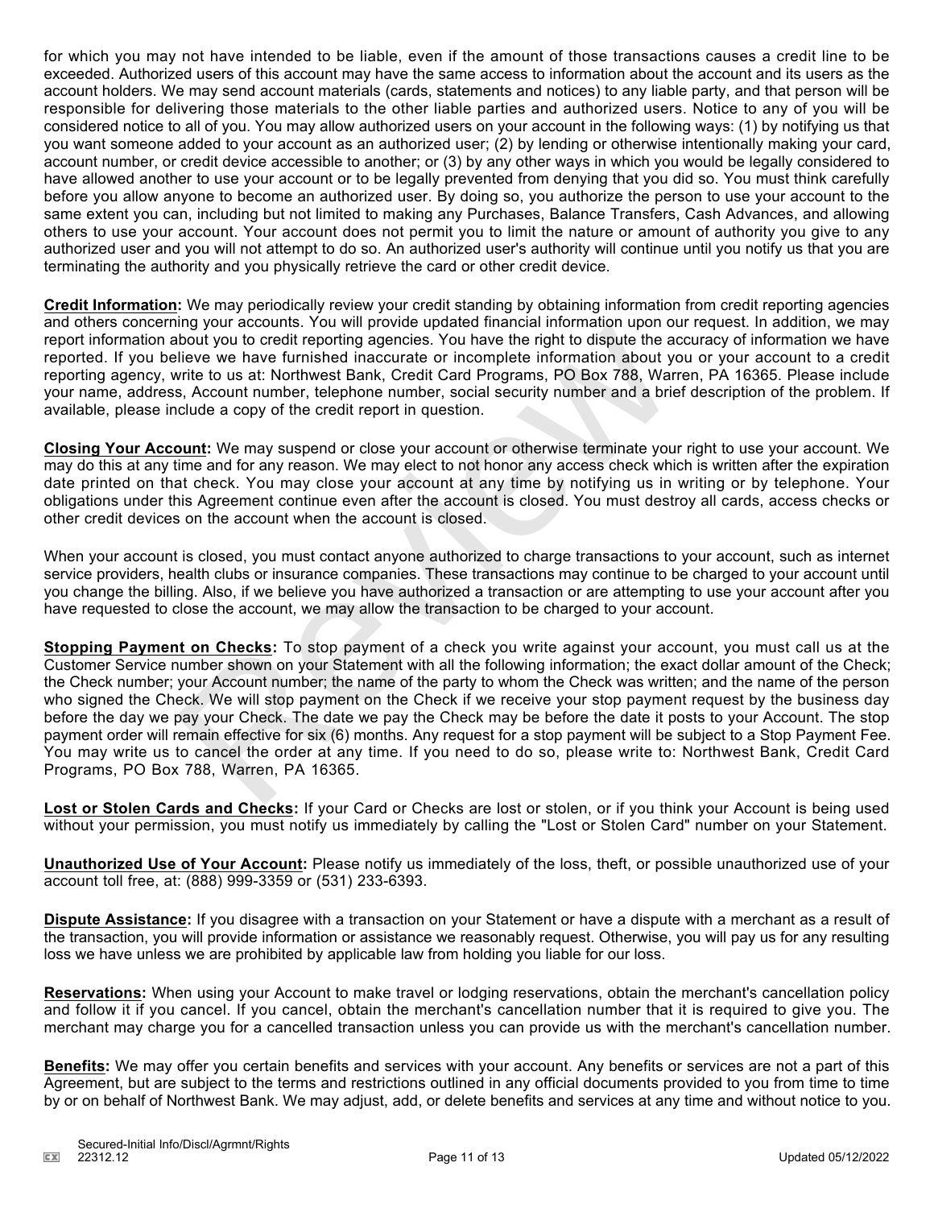for which you may not have intended to be liable, even if the amount of those transactions causes a credit line to be exceeded. Authorized users of this account may have the same access to information about the account and its users as the account holders. We may send account materials (cards, statements and notices) to any liable party, and that person will be responsible for delivering those materials to the other liable parties and authorized users. Notice to any of you will be considered notice to all of you. You may allow authorized users on your account in the following ways: (1) by notifying us that you want someone added to your account as an authorized user; (2) by lending or otherwise intentionally making your card, account number, or credit device accessible to another; or (3) by any other ways in which you would be legally considered to have allowed another to use your account or to be legally prevented from denying that you did so. You must think carefully before you allow anyone to become an authorized user. By doing so, you authorize the person to use your account to the same extent you can, including but not limited to making any Purchases, Balance Transfers, Cash Advances, and allowing others to use your account. Your account does not permit you to limit the nature or amount of authority you give to any authorized user and you will not attempt to do so. An authorized user's authority will continue until you notify us that you are terminating the authority and you physically retrieve the card or other credit device.

**Credit Information:** We may periodically review your credit standing by obtaining information from credit reporting agencies and others concerning your accounts. You will provide updated financial information upon our request. In addition, we may report information about you to credit reporting agencies. You have the right to dispute the accuracy of information we have reported. If you believe we have furnished inaccurate or incomplete information about you or your account to a credit reporting agency, write to us at: Northwest Bank, Credit Card Programs, PO Box 788, Warren, PA 16365. Please include your name, address, Account number, telephone number, social security number and a brief description of the problem. If available, please include a copy of the credit report in question.

**Closing Your Account:** We may suspend or close your account or otherwise terminate your right to use your account. We may do this at any time and for any reason. We may elect to not honor any access check which is written after the expiration date printed on that check. You may close your account at any time by notifying us in writing or by telephone. Your obligations under this Agreement continue even after the account is closed. You must destroy all cards, access checks or other credit devices on the account when the account is closed.

When your account is closed, you must contact anyone authorized to charge transactions to your account, such as internet service providers, health clubs or insurance companies. These transactions may continue to be charged to your account until you change the billing. Also, if we believe you have authorized a transaction or are attempting to use your account after you have requested to close the account, we may allow the transaction to be charged to your account.

**Stopping Payment on Checks:** To stop payment of a check you write against your account, you must call us at the Customer Service number shown on your Statement with all the following information; the exact dollar amount of the Check; the Check number; your Account number; the name of the party to whom the Check was written; and the name of the person who signed the Check. We will stop payment on the Check if we receive your stop payment request by the business day before the day we pay your Check. The date we pay the Check may be before the date it posts to your Account. The stop payment order will remain effective for six (6) months. Any request for a stop payment will be subject to a Stop Payment Fee. You may write us to cancel the order at any time. If you need to do so, please write to: Northwest Bank, Credit Card Programs, PO Box 788, Warren, PA 16365.

**Lost or Stolen Cards and Checks:** If your Card or Checks are lost or stolen, or if you think your Account is being used without your permission, you must notify us immediately by calling the "Lost or Stolen Card" number on your Statement.

**Unauthorized Use of Your Account:** Please notify us immediately of the loss, theft, or possible unauthorized use of your account toll free, at: (888) 999-3359 or (531) 233-6393.

**Dispute Assistance:** If you disagree with a transaction on your Statement or have a dispute with a merchant as a result of the transaction, you will provide information or assistance we reasonably request. Otherwise, you will pay us for any resulting loss we have unless we are prohibited by applicable law from holding you liable for our loss.

**Reservations:** When using your Account to make travel or lodging reservations, obtain the merchant's cancellation policy and follow it if you cancel. If you cancel, obtain the merchant's cancellation number that it is required to give you. The merchant may charge you for a cancelled transaction unless you can provide us with the merchant's cancellation number.

**Benefits:** We may offer you certain benefits and services with your account. Any benefits or services are not a part of this Agreement, but are subject to the terms and restrictions outlined in any official documents provided to you from time to time by or on behalf of Northwest Bank. We may adjust, add, or delete benefits and services at any time and without notice to you.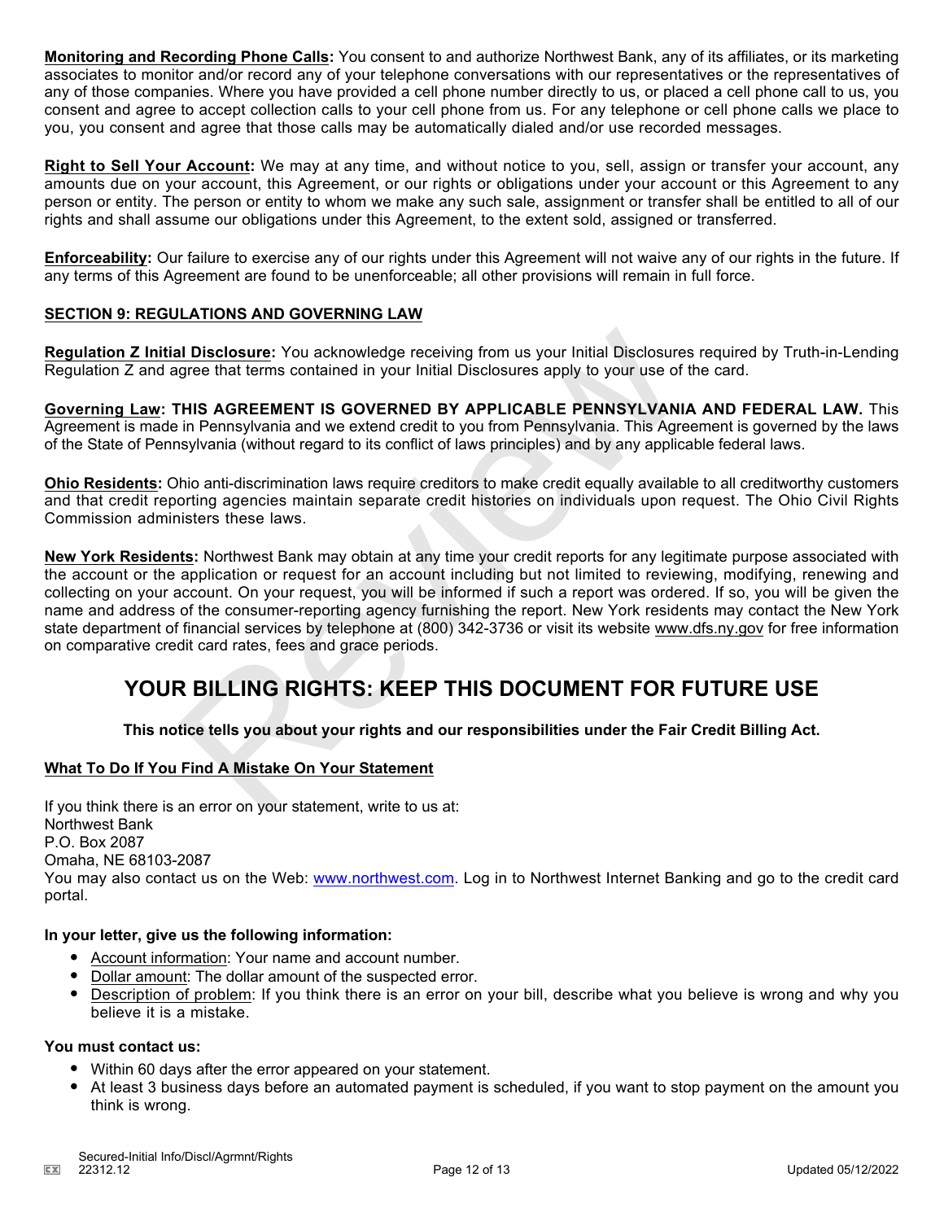**Monitoring and Recording Phone Calls:** You consent to and authorize Northwest Bank, any of its affiliates, or its marketing associates to monitor and/or record any of your telephone conversations with our representatives or the representatives of any of those companies. Where you have provided a cell phone number directly to us, or placed a cell phone call to us, you consent and agree to accept collection calls to your cell phone from us. For any telephone or cell phone calls we place to you, you consent and agree that those calls may be automatically dialed and/or use recorded messages.

**Right to Sell Your Account:** We may at any time, and without notice to you, sell, assign or transfer your account, any amounts due on your account, this Agreement, or our rights or obligations under your account or this Agreement to any person or entity. The person or entity to whom we make any such sale, assignment or transfer shall be entitled to all of our rights and shall assume our obligations under this Agreement, to the extent sold, assigned or transferred.

**Enforceability:** Our failure to exercise any of our rights under this Agreement will not waive any of our rights in the future. If any terms of this Agreement are found to be unenforceable; all other provisions will remain in full force.

## SECTION 9: REGULATIONS AND GOVERNING LAW

**Regulation Z Initial Disclosure:** You acknowledge receiving from us your Initial Disclosures required by Truth-in-Lending Regulation Z and agree that terms contained in your Initial Disclosures apply to your use of the card.

**Governing Law: THIS AGREEMENT IS GOVERNED BY APPLICABLE PENNSYLVANIA AND FEDERAL LAW.** This Agreement is made in Pennsylvania and we extend credit to you from Pennsylvania. This Agreement is governed by the laws of the State of Pennsylvania (without regard to its conflict of laws principles) and by any applicable federal laws.

**Ohio Residents:** Ohio anti-discrimination laws require creditors to make credit equally available to all creditworthy customers and that credit reporting agencies maintain separate credit histories on individuals upon request. The Ohio Civil Rights Commission administers these laws.

**New York Residents:** Northwest Bank may obtain at any time your credit reports for any legitimate purpose associated with the account or the application or request for an account including but not limited to reviewing, modifying, renewing and collecting on your account. On your request, you will be informed if such a report was ordered. If so, you will be given the name and address of the consumer-reporting agency furnishing the report. New York residents may contact the New York state department of financial services by telephone at (800) 342-3736 or visit its website www.dfs.ny.gov for free information on comparative credit card rates, fees and grace periods.

# YOUR BILLING RIGHTS: KEEP THIS DOCUMENT FOR FUTURE USE

**This notice tells you about your rights and our responsibilities under the Fair Credit Billing Act.**

## What To Do If You Find A Mistake On Your Statement

If you think there is an error on your statement, write to us at:
Northwest Bank
P.O. Box 2087
Omaha, NE 68103-2087
You may also contact us on the Web: www.northwest.com. Log in to Northwest Internet Banking and go to the credit card portal.

**In your letter, give us the following information:**

- Account information: Your name and account number.
- Dollar amount: The dollar amount of the suspected error.
- Description of problem: If you think there is an error on your bill, describe what you believe is wrong and why you believe it is a mistake.

**You must contact us:**

- Within 60 days after the error appeared on your statement.
- At least 3 business days before an automated payment is scheduled, if you want to stop payment on the amount you think is wrong.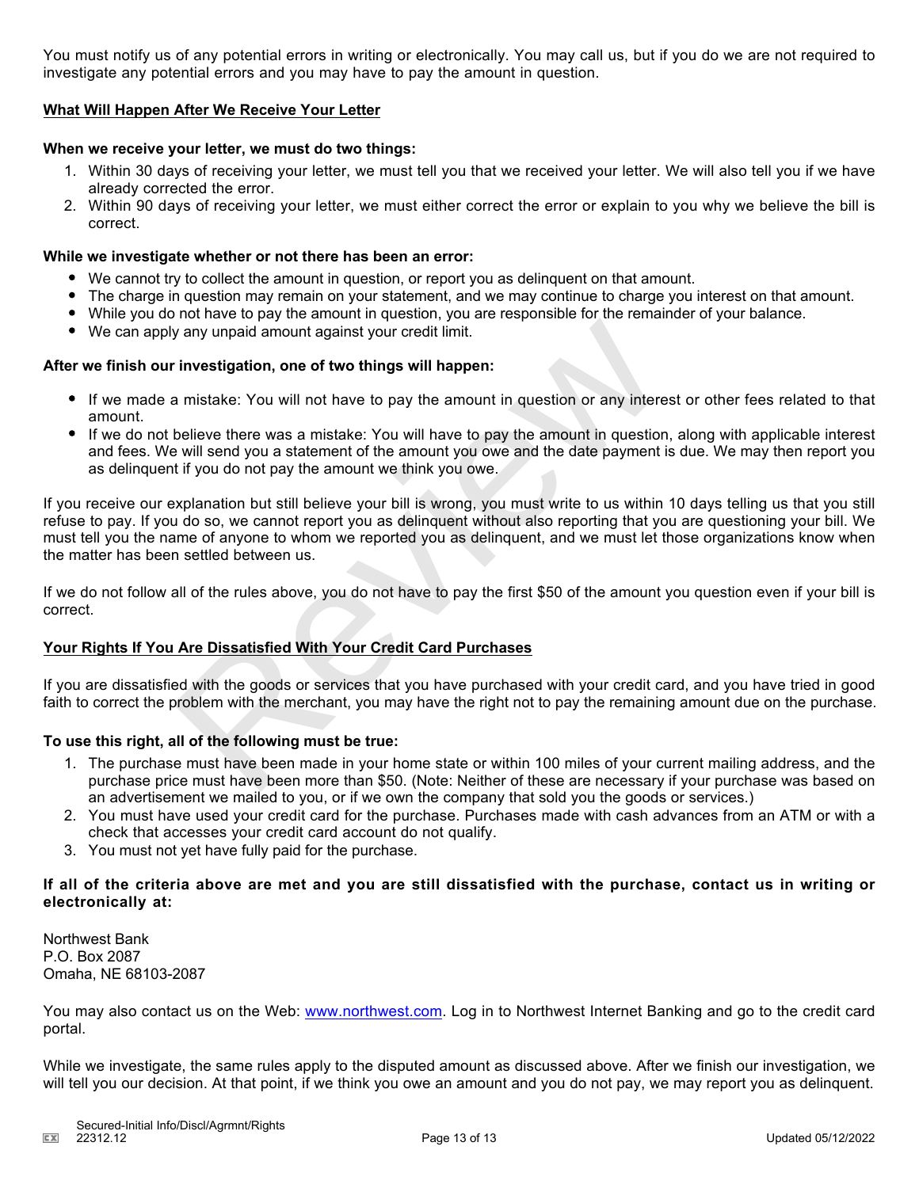You must notify us of any potential errors in writing or electronically. You may call us, but if you do we are not required to investigate any potential errors and you may have to pay the amount in question.

**What Will Happen After We Receive Your Letter**

**When we receive your letter, we must do two things:**

1. Within 30 days of receiving your letter, we must tell you that we received your letter. We will also tell you if we have already corrected the error.
2. Within 90 days of receiving your letter, we must either correct the error or explain to you why we believe the bill is correct.

**While we investigate whether or not there has been an error:**

- We cannot try to collect the amount in question, or report you as delinquent on that amount.
- The charge in question may remain on your statement, and we may continue to charge you interest on that amount.
- While you do not have to pay the amount in question, you are responsible for the remainder of your balance.
- We can apply any unpaid amount against your credit limit.

**After we finish our investigation, one of two things will happen:**

- If we made a mistake: You will not have to pay the amount in question or any interest or other fees related to that amount.
- If we do not believe there was a mistake: You will have to pay the amount in question, along with applicable interest and fees. We will send you a statement of the amount you owe and the date payment is due. We may then report you as delinquent if you do not pay the amount we think you owe.

If you receive our explanation but still believe your bill is wrong, you must write to us within 10 days telling us that you still refuse to pay. If you do so, we cannot report you as delinquent without also reporting that you are questioning your bill. We must tell you the name of anyone to whom we reported you as delinquent, and we must let those organizations know when the matter has been settled between us.

If we do not follow all of the rules above, you do not have to pay the first $50 of the amount you question even if your bill is correct.

**Your Rights If You Are Dissatisfied With Your Credit Card Purchases**

If you are dissatisfied with the goods or services that you have purchased with your credit card, and you have tried in good faith to correct the problem with the merchant, you may have the right not to pay the remaining amount due on the purchase.

**To use this right, all of the following must be true:**

1. The purchase must have been made in your home state or within 100 miles of your current mailing address, and the purchase price must have been more than $50. (Note: Neither of these are necessary if your purchase was based on an advertisement we mailed to you, or if we own the company that sold you the goods or services.)
2. You must have used your credit card for the purchase. Purchases made with cash advances from an ATM or with a check that accesses your credit card account do not qualify.
3. You must not yet have fully paid for the purchase.

**If all of the criteria above are met and you are still dissatisfied with the purchase, contact us in writing or electronically at:**

Northwest Bank
P.O. Box 2087
Omaha, NE 68103-2087

You may also contact us on the Web: www.northwest.com. Log in to Northwest Internet Banking and go to the credit card portal.

While we investigate, the same rules apply to the disputed amount as discussed above. After we finish our investigation, we will tell you our decision. At that point, if we think you owe an amount and you do not pay, we may report you as delinquent.